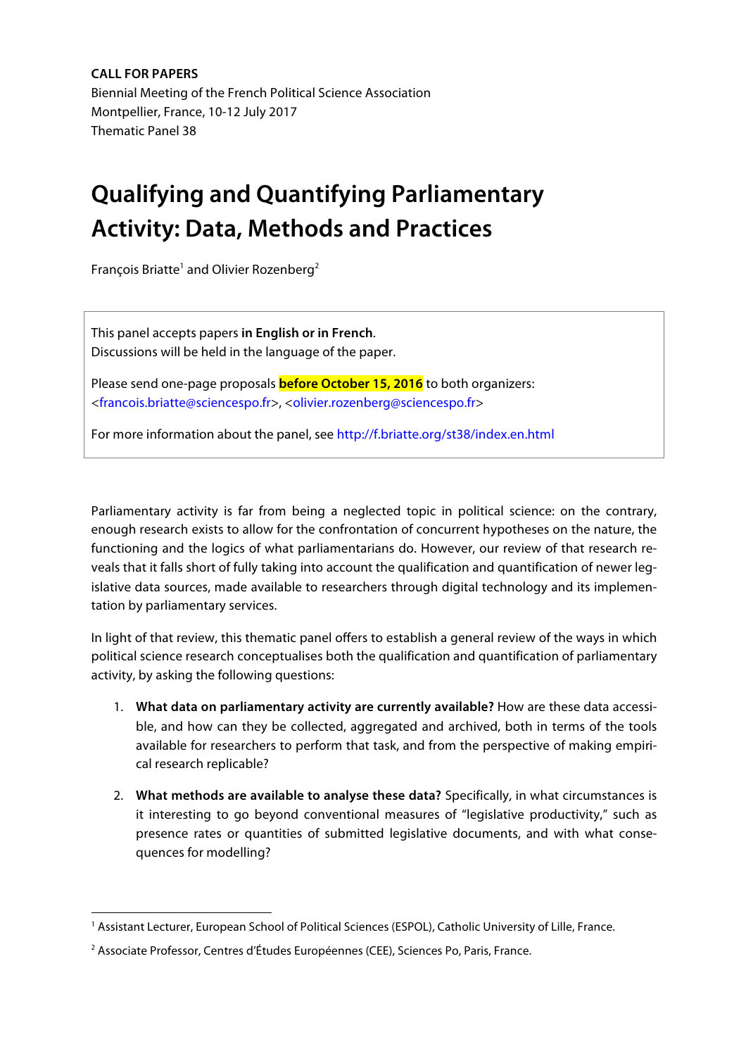**CALL FOR PAPERS**
Biennial Meeting of the French Political Science Association
Montpellier, France, 10-12 July 2017
Thematic Panel 38

# Qualifying and Quantifying Parliamentary Activity: Data, Methods and Practices

François Briatte[1] and Olivier Rozenberg[2]

This panel accepts papers **in English or in French**.
Discussions will be held in the language of the paper.

Please send one-page proposals **before October 15, 2016** to both organizers:
<francois.briatte@sciencespo.fr>, <olivier.rozenberg@sciencespo.fr>

For more information about the panel, see http://f.briatte.org/st38/index.en.html

Parliamentary activity is far from being a neglected topic in political science: on the contrary, enough research exists to allow for the confrontation of concurrent hypotheses on the nature, the functioning and the logics of what parliamentarians do. However, our review of that research reveals that it falls short of fully taking into account the qualification and quantification of newer legislative data sources, made available to researchers through digital technology and its implementation by parliamentary services.

In light of that review, this thematic panel offers to establish a general review of the ways in which political science research conceptualises both the qualification and quantification of parliamentary activity, by asking the following questions:

1. **What data on parliamentary activity are currently available?** How are these data accessible, and how can they be collected, aggregated and archived, both in terms of the tools available for researchers to perform that task, and from the perspective of making empirical research replicable?

2. **What methods are available to analyse these data?** Specifically, in what circumstances is it interesting to go beyond conventional measures of "legislative productivity," such as presence rates or quantities of submitted legislative documents, and with what consequences for modelling?

---

[1] Assistant Lecturer, European School of Political Sciences (ESPOL), Catholic University of Lille, France.

[2] Associate Professor, Centres d'Études Européennes (CEE), Sciences Po, Paris, France.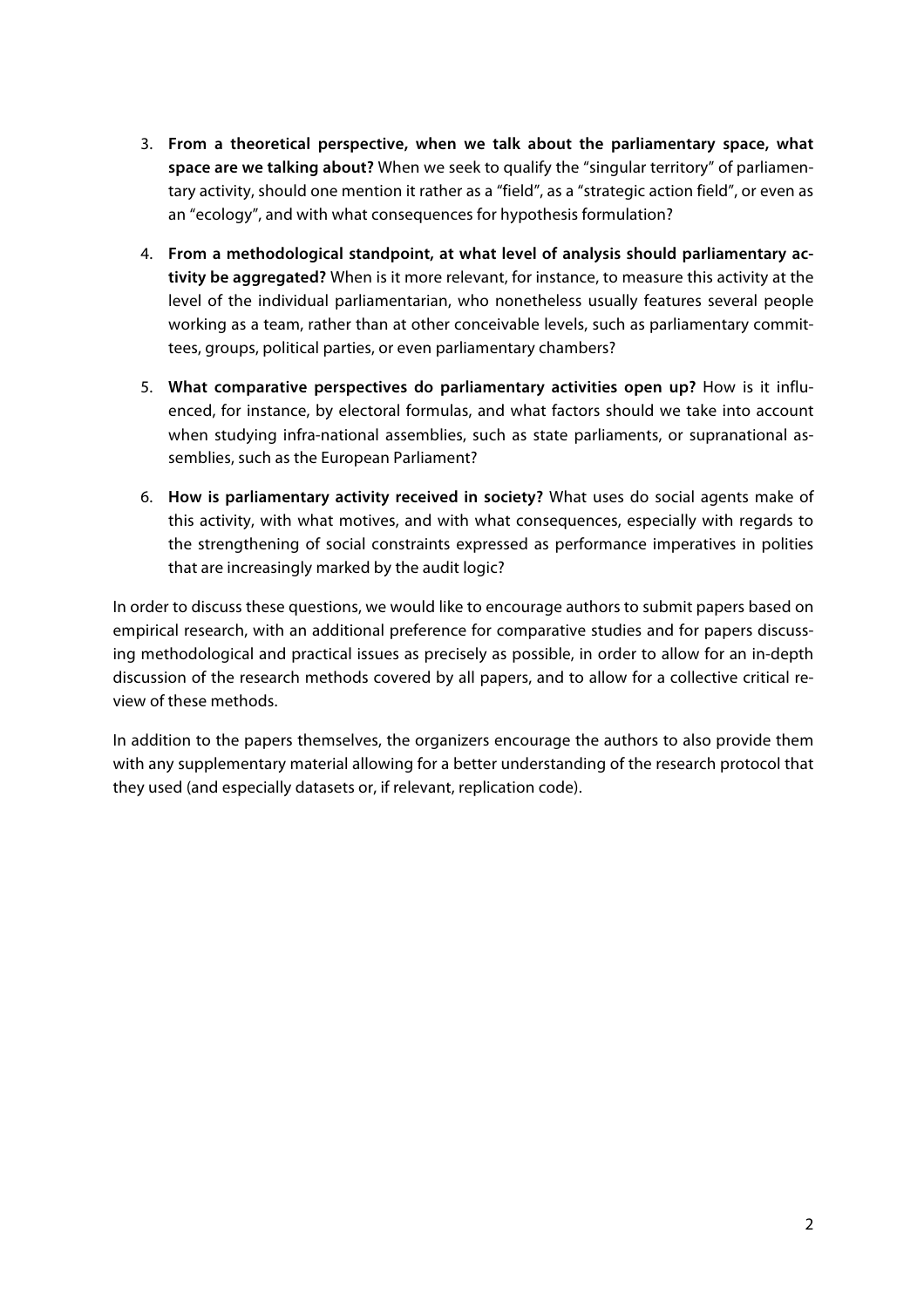3. **From a theoretical perspective, when we talk about the parliamentary space, what space are we talking about?** When we seek to qualify the "singular territory" of parliamentary activity, should one mention it rather as a "field", as a "strategic action field", or even as an "ecology", and with what consequences for hypothesis formulation?

4. **From a methodological standpoint, at what level of analysis should parliamentary activity be aggregated?** When is it more relevant, for instance, to measure this activity at the level of the individual parliamentarian, who nonetheless usually features several people working as a team, rather than at other conceivable levels, such as parliamentary committees, groups, political parties, or even parliamentary chambers?

5. **What comparative perspectives do parliamentary activities open up?** How is it influenced, for instance, by electoral formulas, and what factors should we take into account when studying infra-national assemblies, such as state parliaments, or supranational assemblies, such as the European Parliament?

6. **How is parliamentary activity received in society?** What uses do social agents make of this activity, with what motives, and with what consequences, especially with regards to the strengthening of social constraints expressed as performance imperatives in polities that are increasingly marked by the audit logic?

In order to discuss these questions, we would like to encourage authors to submit papers based on empirical research, with an additional preference for comparative studies and for papers discussing methodological and practical issues as precisely as possible, in order to allow for an in-depth discussion of the research methods covered by all papers, and to allow for a collective critical review of these methods.

In addition to the papers themselves, the organizers encourage the authors to also provide them with any supplementary material allowing for a better understanding of the research protocol that they used (and especially datasets or, if relevant, replication code).